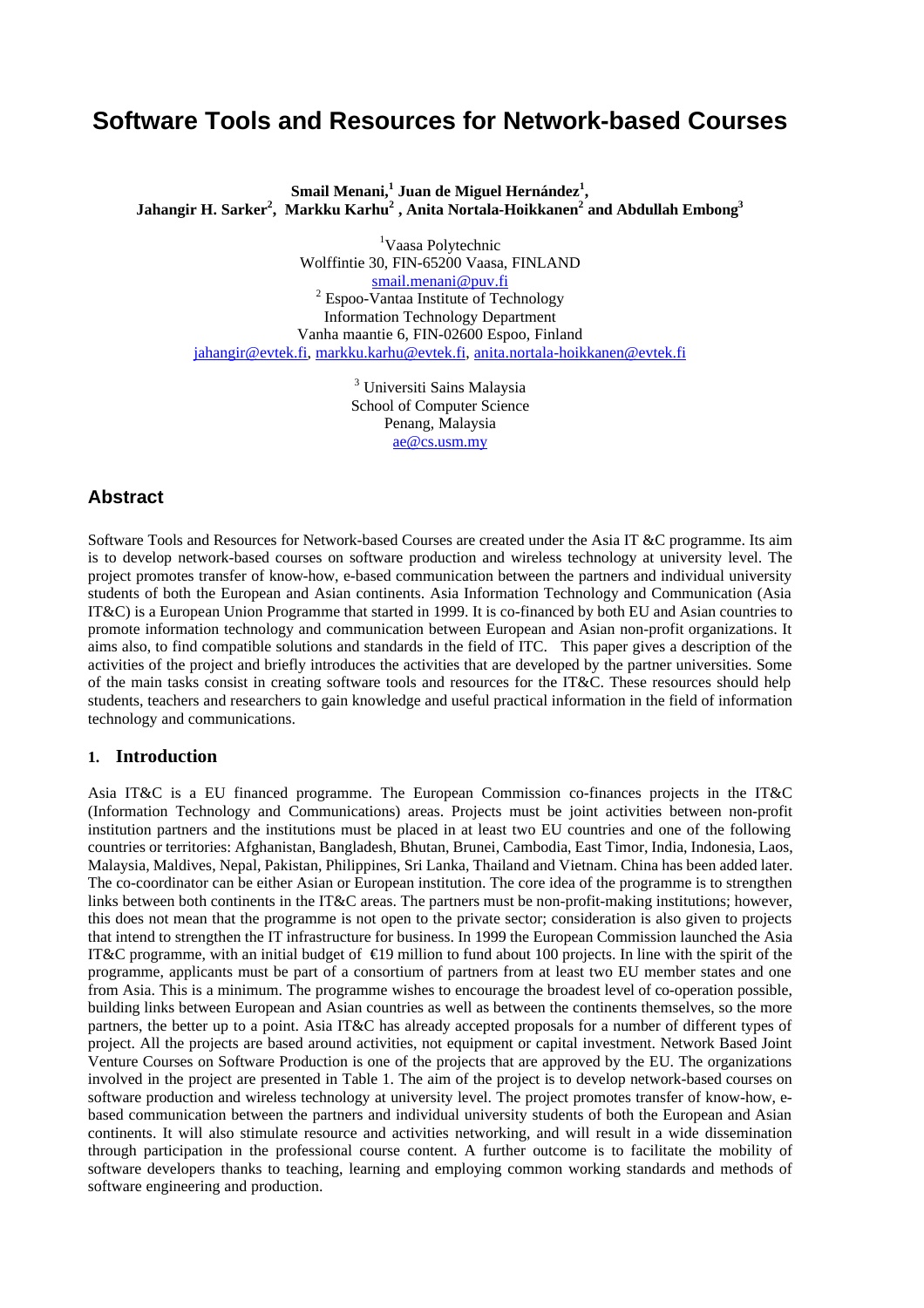# Software Tools and Resources for Network-based Courses

**Smail Menani,[1] Juan de Miguel Hernández[1], Jahangir H. Sarker[2], Markku Karhu[2], Anita Nortala-Hoikkanen[2] and Abdullah Embong[3]**

[1]Vaasa Polytechnic
Wolffintie 30, FIN-65200 Vaasa, FINLAND
smail.menani@puv.fi
[2] Espoo-Vantaa Institute of Technology
Information Technology Department
Vanha maantie 6, FIN-02600 Espoo, Finland
jahangir@evtek.fi, markku.karhu@evtek.fi, anita.nortala-hoikkanen@evtek.fi

[3] Universiti Sains Malaysia
School of Computer Science
Penang, Malaysia
ae@cs.usm.my

## Abstract

Software Tools and Resources for Network-based Courses are created under the Asia IT &C programme. Its aim is to develop network-based courses on software production and wireless technology at university level. The project promotes transfer of know-how, e-based communication between the partners and individual university students of both the European and Asian continents. Asia Information Technology and Communication (Asia IT&C) is a European Union Programme that started in 1999. It is co-financed by both EU and Asian countries to promote information technology and communication between European and Asian non-profit organizations. It aims also, to find compatible solutions and standards in the field of ITC. This paper gives a description of the activities of the project and briefly introduces the activities that are developed by the partner universities. Some of the main tasks consist in creating software tools and resources for the IT&C. These resources should help students, teachers and researchers to gain knowledge and useful practical information in the field of information technology and communications.

## 1. Introduction

Asia IT&C is a EU financed programme. The European Commission co-finances projects in the IT&C (Information Technology and Communications) areas. Projects must be joint activities between non-profit institution partners and the institutions must be placed in at least two EU countries and one of the following countries or territories: Afghanistan, Bangladesh, Bhutan, Brunei, Cambodia, East Timor, India, Indonesia, Laos, Malaysia, Maldives, Nepal, Pakistan, Philippines, Sri Lanka, Thailand and Vietnam. China has been added later. The co-coordinator can be either Asian or European institution. The core idea of the programme is to strengthen links between both continents in the IT&C areas. The partners must be non-profit-making institutions; however, this does not mean that the programme is not open to the private sector; consideration is also given to projects that intend to strengthen the IT infrastructure for business. In 1999 the European Commission launched the Asia IT&C programme, with an initial budget of €19 million to fund about 100 projects. In line with the spirit of the programme, applicants must be part of a consortium of partners from at least two EU member states and one from Asia. This is a minimum. The programme wishes to encourage the broadest level of co-operation possible, building links between European and Asian countries as well as between the continents themselves, so the more partners, the better up to a point. Asia IT&C has already accepted proposals for a number of different types of project. All the projects are based around activities, not equipment or capital investment. Network Based Joint Venture Courses on Software Production is one of the projects that are approved by the EU. The organizations involved in the project are presented in Table 1. The aim of the project is to develop network-based courses on software production and wireless technology at university level. The project promotes transfer of know-how, e-based communication between the partners and individual university students of both the European and Asian continents. It will also stimulate resource and activities networking, and will result in a wide dissemination through participation in the professional course content. A further outcome is to facilitate the mobility of software developers thanks to teaching, learning and employing common working standards and methods of software engineering and production.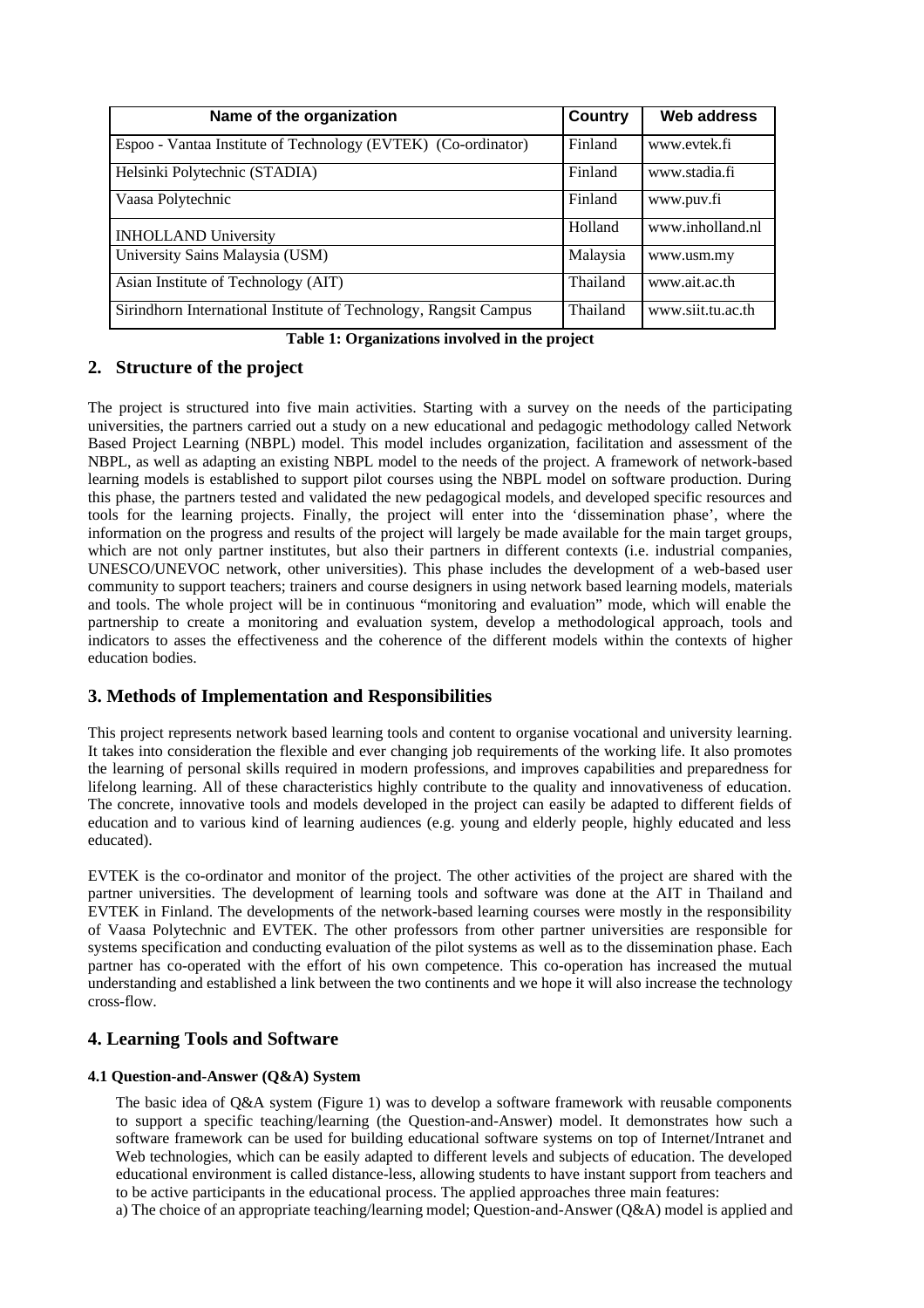| Name of the organization | Country | Web address |
|---|---|---|
| Espoo - Vantaa Institute of Technology (EVTEK) (Co-ordinator) | Finland | www.evtek.fi |
| Helsinki Polytechnic (STADIA) | Finland | www.stadia.fi |
| Vaasa Polytechnic | Finland | www.puv.fi |
| INHOLLAND University | Holland | www.inholland.nl |
| University Sains Malaysia (USM) | Malaysia | www.usm.my |
| Asian Institute of Technology (AIT) | Thailand | www.ait.ac.th |
| Sirindhorn International Institute of Technology, Rangsit Campus | Thailand | www.siit.tu.ac.th |

**Table 1: Organizations involved in the project**

## 2. Structure of the project

The project is structured into five main activities. Starting with a survey on the needs of the participating universities, the partners carried out a study on a new educational and pedagogic methodology called Network Based Project Learning (NBPL) model. This model includes organization, facilitation and assessment of the NBPL, as well as adapting an existing NBPL model to the needs of the project. A framework of network-based learning models is established to support pilot courses using the NBPL model on software production. During this phase, the partners tested and validated the new pedagogical models, and developed specific resources and tools for the learning projects. Finally, the project will enter into the 'dissemination phase', where the information on the progress and results of the project will largely be made available for the main target groups, which are not only partner institutes, but also their partners in different contexts (i.e. industrial companies, UNESCO/UNEVOC network, other universities). This phase includes the development of a web-based user community to support teachers; trainers and course designers in using network based learning models, materials and tools. The whole project will be in continuous "monitoring and evaluation" mode, which will enable the partnership to create a monitoring and evaluation system, develop a methodological approach, tools and indicators to asses the effectiveness and the coherence of the different models within the contexts of higher education bodies.

## 3. Methods of Implementation and Responsibilities

This project represents network based learning tools and content to organise vocational and university learning. It takes into consideration the flexible and ever changing job requirements of the working life. It also promotes the learning of personal skills required in modern professions, and improves capabilities and preparedness for lifelong learning. All of these characteristics highly contribute to the quality and innovativeness of education. The concrete, innovative tools and models developed in the project can easily be adapted to different fields of education and to various kind of learning audiences (e.g. young and elderly people, highly educated and less educated).

EVTEK is the co-ordinator and monitor of the project. The other activities of the project are shared with the partner universities. The development of learning tools and software was done at the AIT in Thailand and EVTEK in Finland. The developments of the network-based learning courses were mostly in the responsibility of Vaasa Polytechnic and EVTEK. The other professors from other partner universities are responsible for systems specification and conducting evaluation of the pilot systems as well as to the dissemination phase. Each partner has co-operated with the effort of his own competence. This co-operation has increased the mutual understanding and established a link between the two continents and we hope it will also increase the technology cross-flow.

## 4. Learning Tools and Software

### 4.1 Question-and-Answer (Q&A) System

The basic idea of Q&A system (Figure 1) was to develop a software framework with reusable components to support a specific teaching/learning (the Question-and-Answer) model. It demonstrates how such a software framework can be used for building educational software systems on top of Internet/Intranet and Web technologies, which can be easily adapted to different levels and subjects of education. The developed educational environment is called distance-less, allowing students to have instant support from teachers and to be active participants in the educational process. The applied approaches three main features:

a) The choice of an appropriate teaching/learning model; Question-and-Answer (Q&A) model is applied and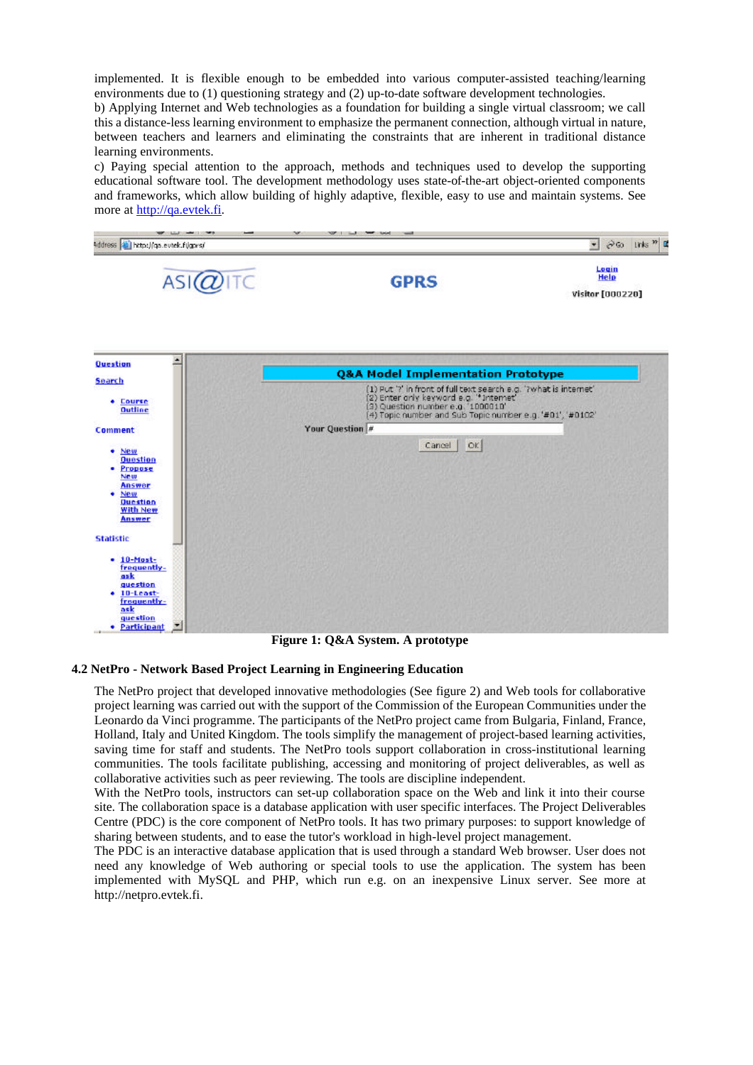implemented. It is flexible enough to be embedded into various computer-assisted teaching/learning environments due to (1) questioning strategy and (2) up-to-date software development technologies.
b) Applying Internet and Web technologies as a foundation for building a single virtual classroom; we call this a distance-less learning environment to emphasize the permanent connection, although virtual in nature, between teachers and learners and eliminating the constraints that are inherent in traditional distance learning environments.
c) Paying special attention to the approach, methods and techniques used to develop the supporting educational software tool. The development methodology uses state-of-the-art object-oriented components and frameworks, which allow building of highly adaptive, flexible, easy to use and maintain systems. See more at http://qa.evtek.fi.

**Figure 1: Q&A System. A prototype**

### 4.2 NetPro - Network Based Project Learning in Engineering Education

The NetPro project that developed innovative methodologies (See figure 2) and Web tools for collaborative project learning was carried out with the support of the Commission of the European Communities under the Leonardo da Vinci programme. The participants of the NetPro project came from Bulgaria, Finland, France, Holland, Italy and United Kingdom. The tools simplify the management of project-based learning activities, saving time for staff and students. The NetPro tools support collaboration in cross-institutional learning communities. The tools facilitate publishing, accessing and monitoring of project deliverables, as well as collaborative activities such as peer reviewing. The tools are discipline independent.
With the NetPro tools, instructors can set-up collaboration space on the Web and link it into their course site. The collaboration space is a database application with user specific interfaces. The Project Deliverables Centre (PDC) is the core component of NetPro tools. It has two primary purposes: to support knowledge of sharing between students, and to ease the tutor's workload in high-level project management.
The PDC is an interactive database application that is used through a standard Web browser. User does not need any knowledge of Web authoring or special tools to use the application. The system has been implemented with MySQL and PHP, which run e.g. on an inexpensive Linux server. See more at http://netpro.evtek.fi.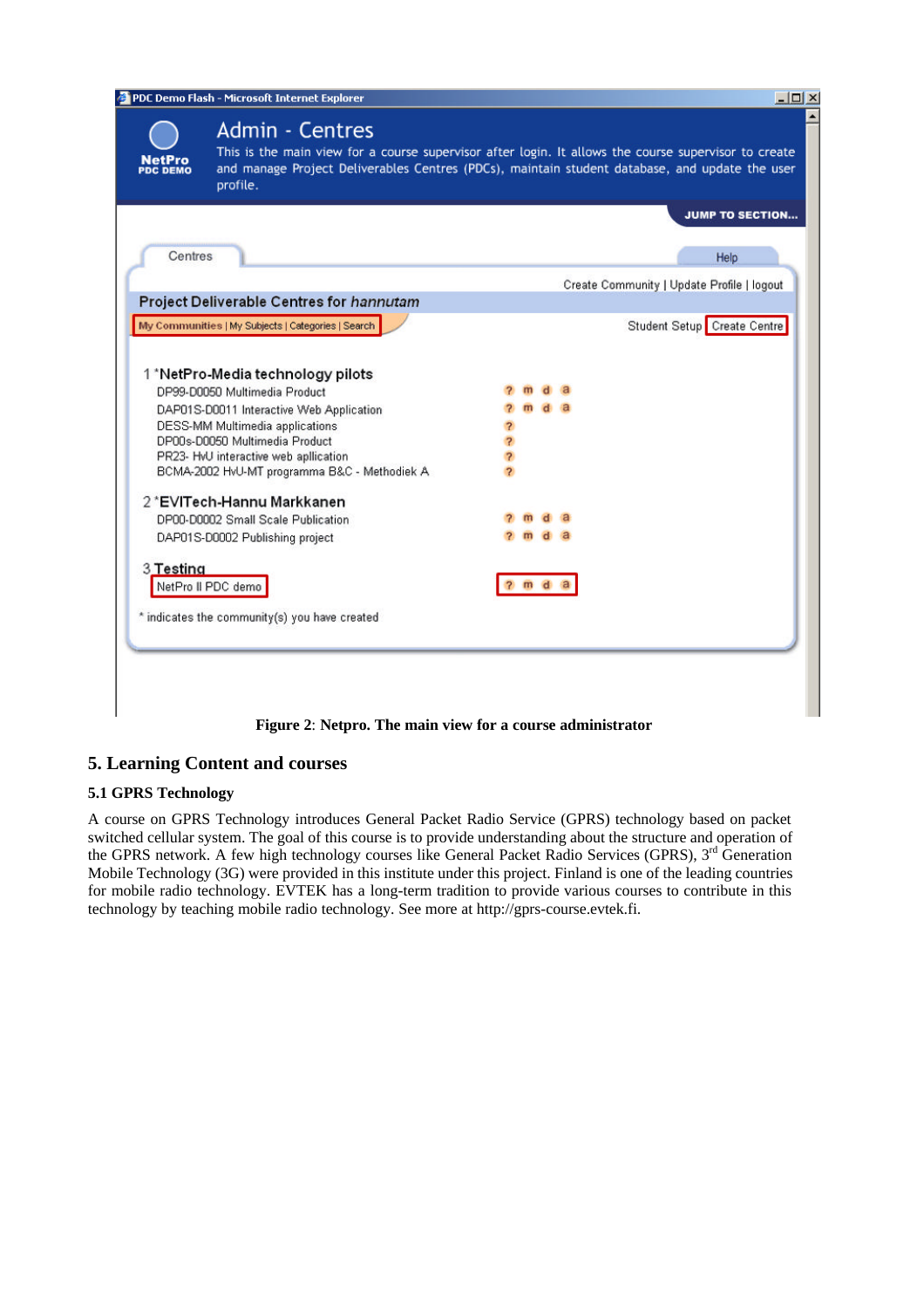**Figure 2**: **Netpro. The main view for a course administrator**

## 5. Learning Content and courses

### 5.1 GPRS Technology

A course on GPRS Technology introduces General Packet Radio Service (GPRS) technology based on packet switched cellular system. The goal of this course is to provide understanding about the structure and operation of the GPRS network. A few high technology courses like General Packet Radio Services (GPRS), 3rd Generation Mobile Technology (3G) were provided in this institute under this project. Finland is one of the leading countries for mobile radio technology. EVTEK has a long-term tradition to provide various courses to contribute in this technology by teaching mobile radio technology. See more at http://gprs-course.evtek.fi.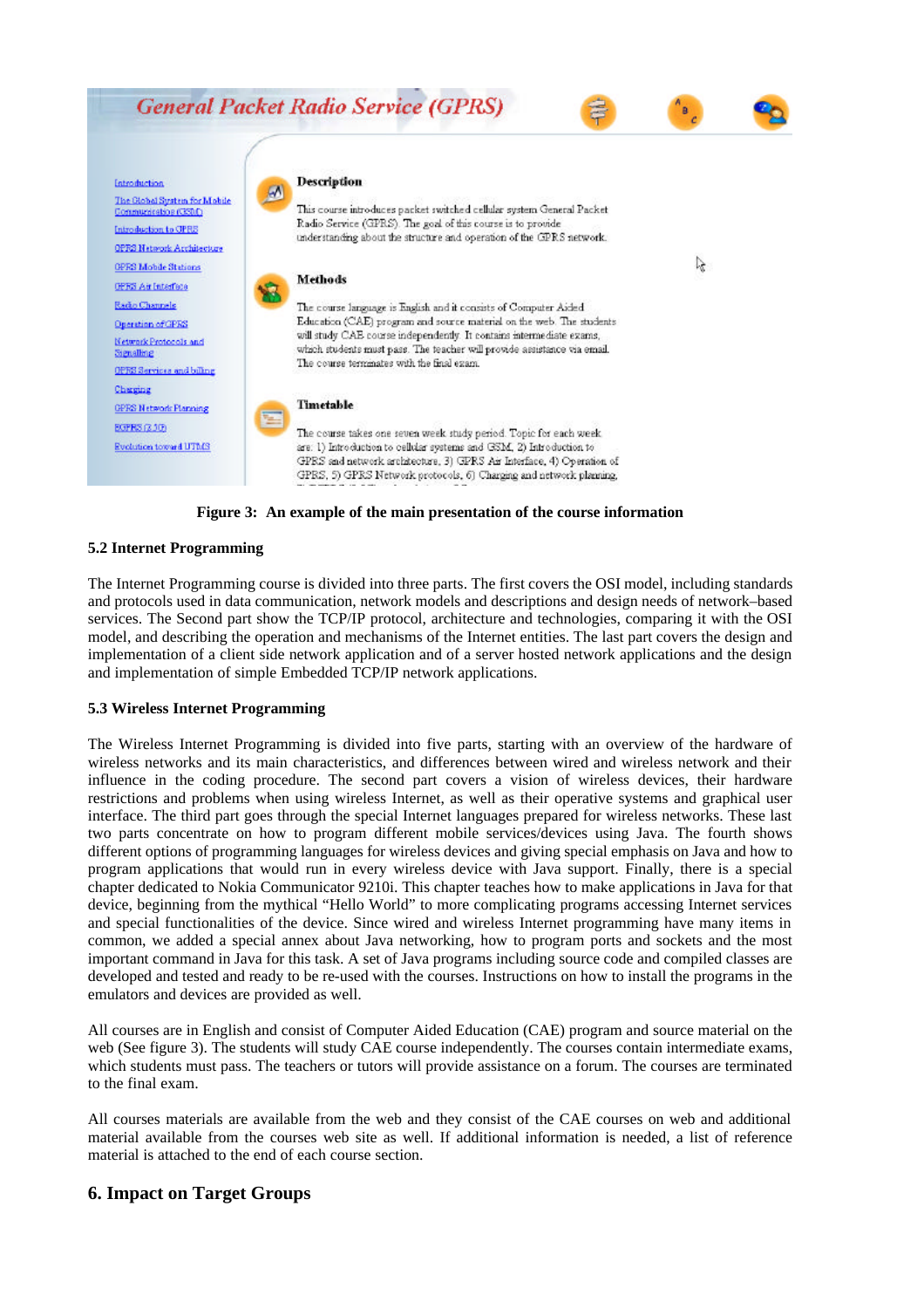**Figure 3: An example of the main presentation of the course information**

### 5.2 Internet Programming

The Internet Programming course is divided into three parts. The first covers the OSI model, including standards and protocols used in data communication, network models and descriptions and design needs of network–based services. The Second part show the TCP/IP protocol, architecture and technologies, comparing it with the OSI model, and describing the operation and mechanisms of the Internet entities. The last part covers the design and implementation of a client side network application and of a server hosted network applications and the design and implementation of simple Embedded TCP/IP network applications.

### 5.3 Wireless Internet Programming

The Wireless Internet Programming is divided into five parts, starting with an overview of the hardware of wireless networks and its main characteristics, and differences between wired and wireless network and their influence in the coding procedure. The second part covers a vision of wireless devices, their hardware restrictions and problems when using wireless Internet, as well as their operative systems and graphical user interface. The third part goes through the special Internet languages prepared for wireless networks. These last two parts concentrate on how to program different mobile services/devices using Java. The fourth shows different options of programming languages for wireless devices and giving special emphasis on Java and how to program applications that would run in every wireless device with Java support. Finally, there is a special chapter dedicated to Nokia Communicator 9210i. This chapter teaches how to make applications in Java for that device, beginning from the mythical "Hello World" to more complicating programs accessing Internet services and special functionalities of the device. Since wired and wireless Internet programming have many items in common, we added a special annex about Java networking, how to program ports and sockets and the most important command in Java for this task. A set of Java programs including source code and compiled classes are developed and tested and ready to be re-used with the courses. Instructions on how to install the programs in the emulators and devices are provided as well.

All courses are in English and consist of Computer Aided Education (CAE) program and source material on the web (See figure 3). The students will study CAE course independently. The courses contain intermediate exams, which students must pass. The teachers or tutors will provide assistance on a forum. The courses are terminated to the final exam.

All courses materials are available from the web and they consist of the CAE courses on web and additional material available from the courses web site as well. If additional information is needed, a list of reference material is attached to the end of each course section.

## 6. Impact on Target Groups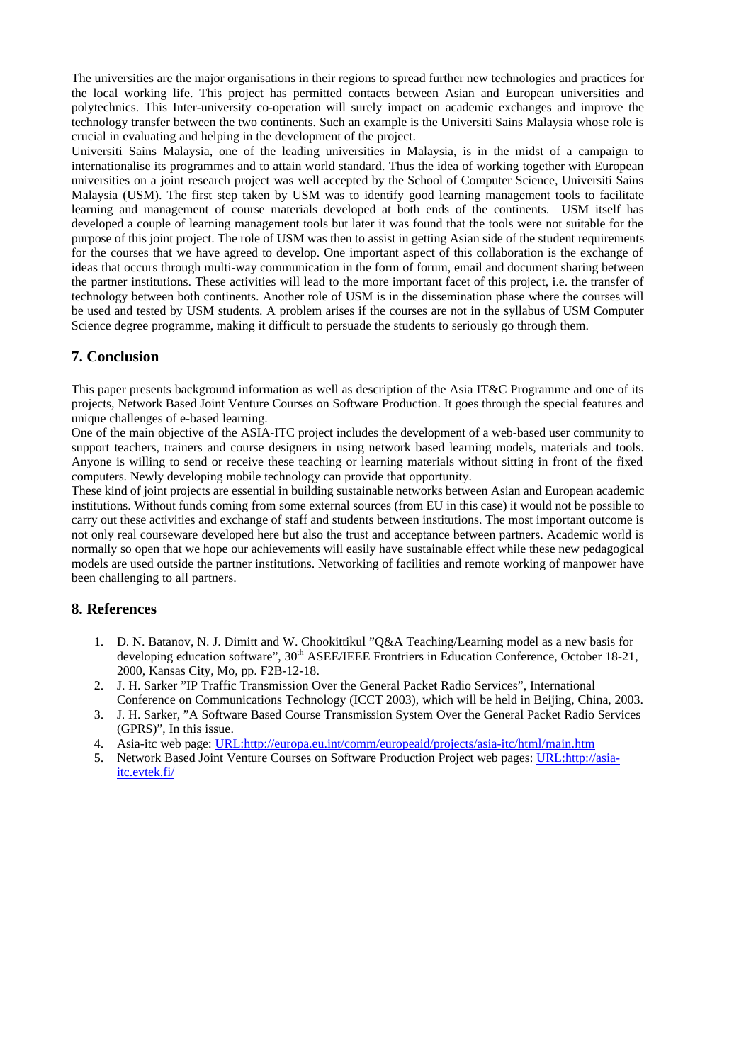The universities are the major organisations in their regions to spread further new technologies and practices for the local working life. This project has permitted contacts between Asian and European universities and polytechnics. This Inter-university co-operation will surely impact on academic exchanges and improve the technology transfer between the two continents. Such an example is the Universiti Sains Malaysia whose role is crucial in evaluating and helping in the development of the project.

Universiti Sains Malaysia, one of the leading universities in Malaysia, is in the midst of a campaign to internationalise its programmes and to attain world standard. Thus the idea of working together with European universities on a joint research project was well accepted by the School of Computer Science, Universiti Sains Malaysia (USM). The first step taken by USM was to identify good learning management tools to facilitate learning and management of course materials developed at both ends of the continents. USM itself has developed a couple of learning management tools but later it was found that the tools were not suitable for the purpose of this joint project. The role of USM was then to assist in getting Asian side of the student requirements for the courses that we have agreed to develop. One important aspect of this collaboration is the exchange of ideas that occurs through multi-way communication in the form of forum, email and document sharing between the partner institutions. These activities will lead to the more important facet of this project, i.e. the transfer of technology between both continents. Another role of USM is in the dissemination phase where the courses will be used and tested by USM students. A problem arises if the courses are not in the syllabus of USM Computer Science degree programme, making it difficult to persuade the students to seriously go through them.

## 7. Conclusion

This paper presents background information as well as description of the Asia IT&C Programme and one of its projects, Network Based Joint Venture Courses on Software Production. It goes through the special features and unique challenges of e-based learning.

One of the main objective of the ASIA-ITC project includes the development of a web-based user community to support teachers, trainers and course designers in using network based learning models, materials and tools. Anyone is willing to send or receive these teaching or learning materials without sitting in front of the fixed computers. Newly developing mobile technology can provide that opportunity.

These kind of joint projects are essential in building sustainable networks between Asian and European academic institutions. Without funds coming from some external sources (from EU in this case) it would not be possible to carry out these activities and exchange of staff and students between institutions. The most important outcome is not only real courseware developed here but also the trust and acceptance between partners. Academic world is normally so open that we hope our achievements will easily have sustainable effect while these new pedagogical models are used outside the partner institutions. Networking of facilities and remote working of manpower have been challenging to all partners.

## 8. References

1. D. N. Batanov, N. J. Dimitt and W. Chookittikul "Q&A Teaching/Learning model as a new basis for developing education software", 30th ASEE/IEEE Frontriers in Education Conference, October 18-21, 2000, Kansas City, Mo, pp. F2B-12-18.
2. J. H. Sarker "IP Traffic Transmission Over the General Packet Radio Services", International Conference on Communications Technology (ICCT 2003), which will be held in Beijing, China, 2003.
3. J. H. Sarker, "A Software Based Course Transmission System Over the General Packet Radio Services (GPRS)", In this issue.
4. Asia-itc web page: URL:http://europa.eu.int/comm/europeaid/projects/asia-itc/html/main.htm
5. Network Based Joint Venture Courses on Software Production Project web pages: URL:http://asia-itc.evtek.fi/